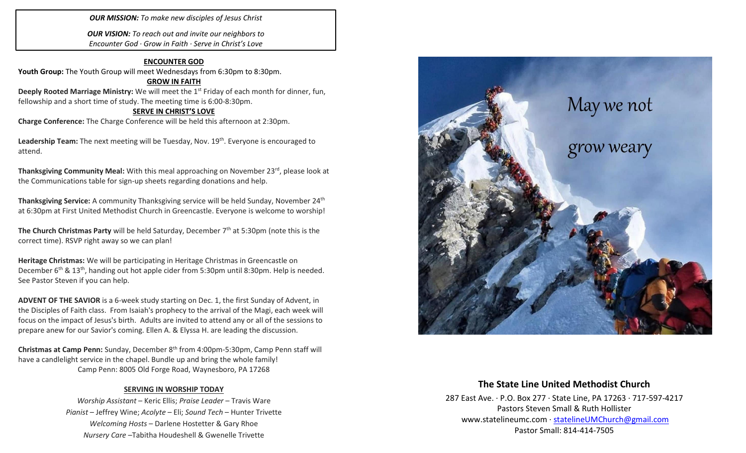***OUR MISSION:*** *To make new disciples of Jesus Christ*

***OUR VISION:*** *To reach out and invite our neighbors to Encounter God · Grow in Faith · Serve in Christ's Love*

## ENCOUNTER GOD

**Youth Group:** The Youth Group will meet Wednesdays from 6:30pm to 8:30pm.

## GROW IN FAITH

**Deeply Rooted Marriage Ministry:** We will meet the 1st Friday of each month for dinner, fun, fellowship and a short time of study. The meeting time is 6:00-8:30pm.

## SERVE IN CHRIST'S LOVE

**Charge Conference:** The Charge Conference will be held this afternoon at 2:30pm.

**Leadership Team:** The next meeting will be Tuesday, Nov. 19th. Everyone is encouraged to attend.

**Thanksgiving Community Meal:** With this meal approaching on November 23rd, please look at the Communications table for sign-up sheets regarding donations and help.

**Thanksgiving Service:** A community Thanksgiving service will be held Sunday, November 24th at 6:30pm at First United Methodist Church in Greencastle. Everyone is welcome to worship!

**The Church Christmas Party** will be held Saturday, December 7th at 5:30pm (note this is the correct time). RSVP right away so we can plan!

**Heritage Christmas:** We will be participating in Heritage Christmas in Greencastle on December 6th & 13th, handing out hot apple cider from 5:30pm until 8:30pm. Help is needed. See Pastor Steven if you can help.

**ADVENT OF THE SAVIOR** is a 6-week study starting on Dec. 1, the first Sunday of Advent, in the Disciples of Faith class. From Isaiah's prophecy to the arrival of the Magi, each week will focus on the impact of Jesus's birth. Adults are invited to attend any or all of the sessions to prepare anew for our Savior's coming. Ellen A. & Elyssa H. are leading the discussion.

**Christmas at Camp Penn:** Sunday, December 8th from 4:00pm-5:30pm, Camp Penn staff will have a candlelight service in the chapel. Bundle up and bring the whole family!
Camp Penn: 8005 Old Forge Road, Waynesboro, PA 17268

## SERVING IN WORSHIP TODAY

*Worship Assistant* – Keric Ellis; *Praise Leader* – Travis Ware
*Pianist* – Jeffrey Wine; *Acolyte* – Eli; *Sound Tech* – Hunter Trivette
*Welcoming Hosts* – Darlene Hostetter & Gary Rhoe
*Nursery Care* –Tabitha Houdeshell & Gwenelle Trivette

May we not grow weary

## The State Line United Methodist Church

287 East Ave. · P.O. Box 277 · State Line, PA 17263 · 717-597-4217
Pastors Steven Small & Ruth Hollister
www.statelineumc.com · statelineUMChurch@gmail.com
Pastor Small: 814-414-7505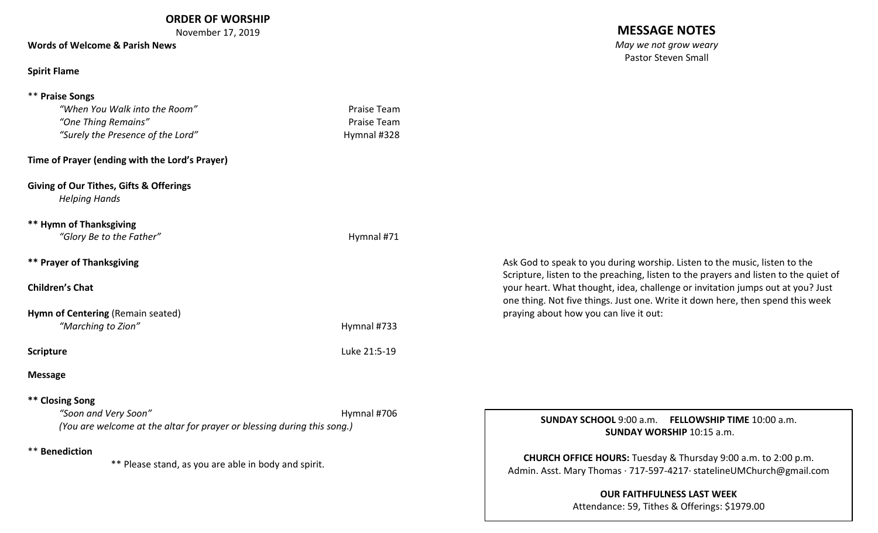## ORDER OF WORSHIP

November 17, 2019

**Words of Welcome & Parish News**

**Spirit Flame**

** **Praise Songs**

| | |
|---|---|
| *"When You Walk into the Room"* | Praise Team |
| *"One Thing Remains"* | Praise Team |
| *"Surely the Presence of the Lord"* | Hymnal #328 |

**Time of Prayer (ending with the Lord's Prayer)**

**Giving of Our Tithes, Gifts & Offerings**

*Helping Hands*

**** Hymn of Thanksgiving**

*"Glory Be to the Father"* Hymnal #71

**** Prayer of Thanksgiving**

**Children's Chat**

**Hymn of Centering** (Remain seated)

*"Marching to Zion"* Hymnal #733

**Scripture** Luke 21:5-19

**Message**

**** Closing Song**

*"Soon and Very Soon"* Hymnal #706

*(You are welcome at the altar for prayer or blessing during this song.)*

** **Benediction**

** Please stand, as you are able in body and spirit.

## MESSAGE NOTES

*May we not grow weary*

Pastor Steven Small

Ask God to speak to you during worship. Listen to the music, listen to the Scripture, listen to the preaching, listen to the prayers and listen to the quiet of your heart. What thought, idea, challenge or invitation jumps out at you? Just one thing. Not five things. Just one. Write it down here, then spend this week praying about how you can live it out:

**SUNDAY SCHOOL** 9:00 a.m. **FELLOWSHIP TIME** 10:00 a.m.
**SUNDAY WORSHIP** 10:15 a.m.

**CHURCH OFFICE HOURS:** Tuesday & Thursday 9:00 a.m. to 2:00 p.m.
Admin. Asst. Mary Thomas · 717-597-4217· statelineUMChurch@gmail.com

**OUR FAITHFULNESS LAST WEEK**
Attendance: 59, Tithes & Offerings: $1979.00